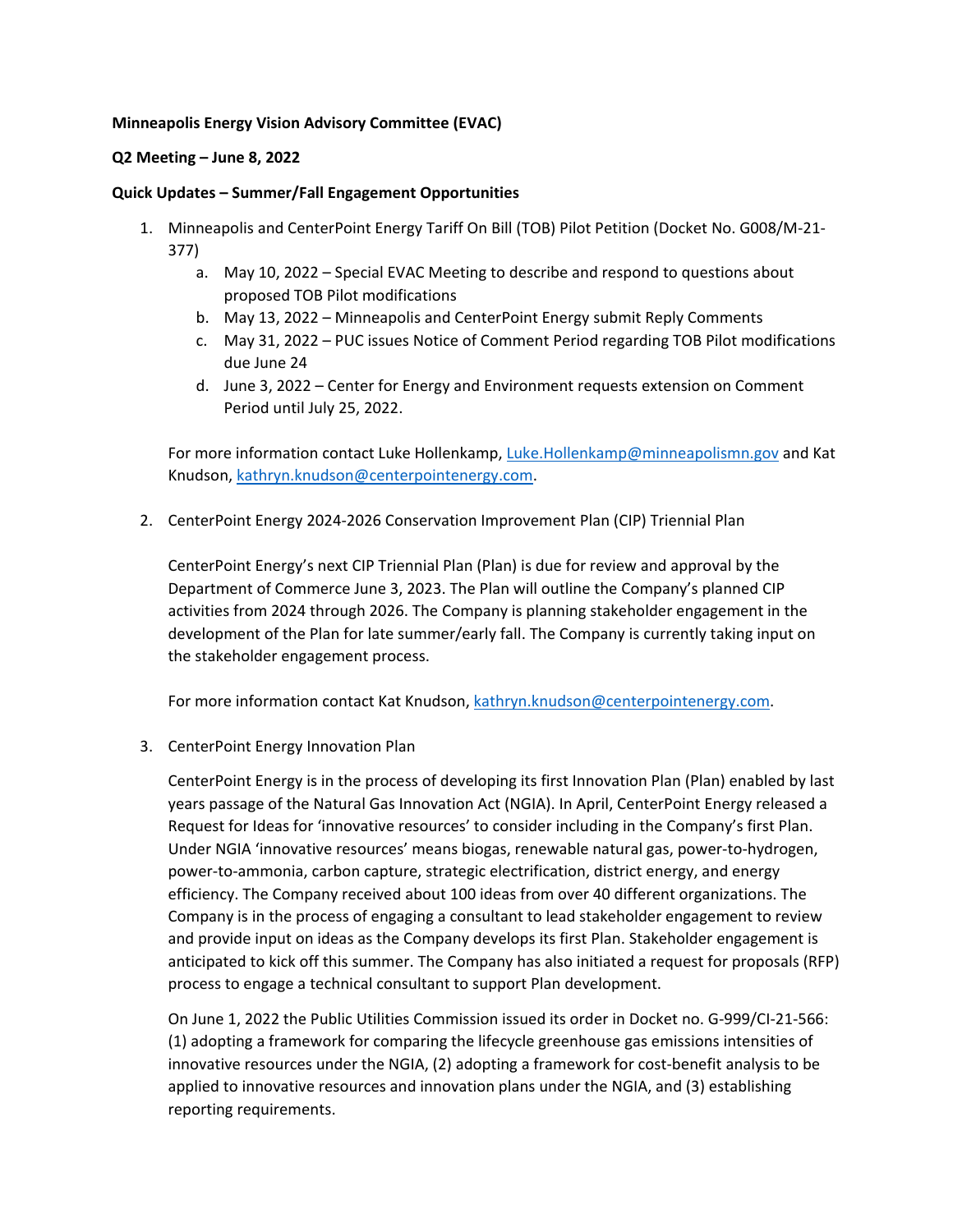**Minneapolis Energy Vision Advisory Committee (EVAC)**

**Q2 Meeting – June 8, 2022**

**Quick Updates – Summer/Fall Engagement Opportunities**

1. Minneapolis and CenterPoint Energy Tariff On Bill (TOB) Pilot Petition (Docket No. G008/M-21-377)
   a. May 10, 2022 – Special EVAC Meeting to describe and respond to questions about proposed TOB Pilot modifications
   b. May 13, 2022 – Minneapolis and CenterPoint Energy submit Reply Comments
   c. May 31, 2022 – PUC issues Notice of Comment Period regarding TOB Pilot modifications due June 24
   d. June 3, 2022 – Center for Energy and Environment requests extension on Comment Period until July 25, 2022.

   For more information contact Luke Hollenkamp, Luke.Hollenkamp@minneapolismn.gov and Kat Knudson, kathryn.knudson@centerpointenergy.com.

2. CenterPoint Energy 2024-2026 Conservation Improvement Plan (CIP) Triennial Plan

   CenterPoint Energy's next CIP Triennial Plan (Plan) is due for review and approval by the Department of Commerce June 3, 2023. The Plan will outline the Company's planned CIP activities from 2024 through 2026. The Company is planning stakeholder engagement in the development of the Plan for late summer/early fall. The Company is currently taking input on the stakeholder engagement process.

   For more information contact Kat Knudson, kathryn.knudson@centerpointenergy.com.

3. CenterPoint Energy Innovation Plan

   CenterPoint Energy is in the process of developing its first Innovation Plan (Plan) enabled by last years passage of the Natural Gas Innovation Act (NGIA). In April, CenterPoint Energy released a Request for Ideas for 'innovative resources' to consider including in the Company's first Plan. Under NGIA 'innovative resources' means biogas, renewable natural gas, power-to-hydrogen, power-to-ammonia, carbon capture, strategic electrification, district energy, and energy efficiency. The Company received about 100 ideas from over 40 different organizations. The Company is in the process of engaging a consultant to lead stakeholder engagement to review and provide input on ideas as the Company develops its first Plan. Stakeholder engagement is anticipated to kick off this summer. The Company has also initiated a request for proposals (RFP) process to engage a technical consultant to support Plan development.

   On June 1, 2022 the Public Utilities Commission issued its order in Docket no. G-999/CI-21-566: (1) adopting a framework for comparing the lifecycle greenhouse gas emissions intensities of innovative resources under the NGIA, (2) adopting a framework for cost-benefit analysis to be applied to innovative resources and innovation plans under the NGIA, and (3) establishing reporting requirements.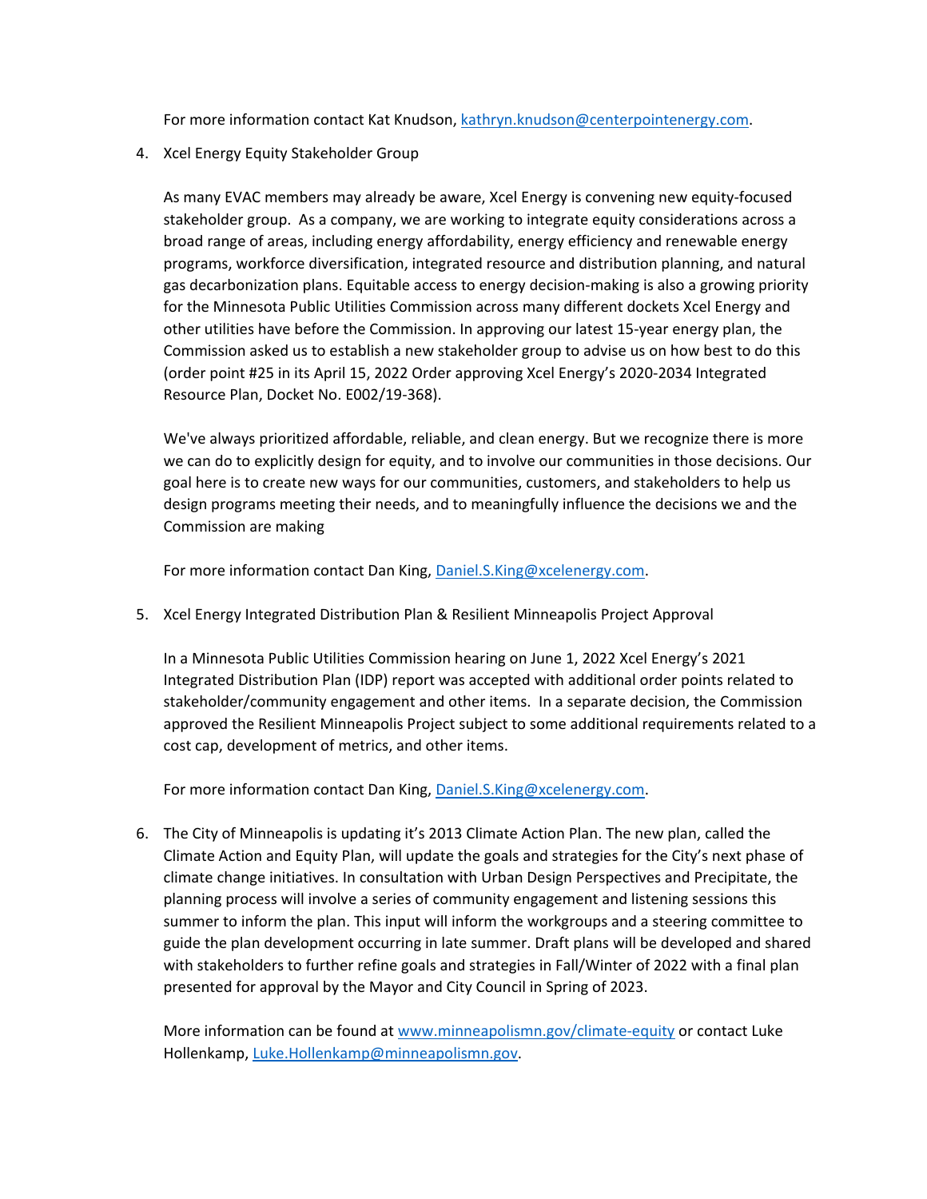For more information contact Kat Knudson, kathryn.knudson@centerpointenergy.com.

4. Xcel Energy Equity Stakeholder Group

   As many EVAC members may already be aware, Xcel Energy is convening new equity-focused stakeholder group. As a company, we are working to integrate equity considerations across a broad range of areas, including energy affordability, energy efficiency and renewable energy programs, workforce diversification, integrated resource and distribution planning, and natural gas decarbonization plans. Equitable access to energy decision-making is also a growing priority for the Minnesota Public Utilities Commission across many different dockets Xcel Energy and other utilities have before the Commission. In approving our latest 15-year energy plan, the Commission asked us to establish a new stakeholder group to advise us on how best to do this (order point #25 in its April 15, 2022 Order approving Xcel Energy's 2020-2034 Integrated Resource Plan, Docket No. E002/19-368).

   We've always prioritized affordable, reliable, and clean energy. But we recognize there is more we can do to explicitly design for equity, and to involve our communities in those decisions. Our goal here is to create new ways for our communities, customers, and stakeholders to help us design programs meeting their needs, and to meaningfully influence the decisions we and the Commission are making

   For more information contact Dan King, Daniel.S.King@xcelenergy.com.

5. Xcel Energy Integrated Distribution Plan & Resilient Minneapolis Project Approval

   In a Minnesota Public Utilities Commission hearing on June 1, 2022 Xcel Energy's 2021 Integrated Distribution Plan (IDP) report was accepted with additional order points related to stakeholder/community engagement and other items. In a separate decision, the Commission approved the Resilient Minneapolis Project subject to some additional requirements related to a cost cap, development of metrics, and other items.

   For more information contact Dan King, Daniel.S.King@xcelenergy.com.

6. The City of Minneapolis is updating it's 2013 Climate Action Plan. The new plan, called the Climate Action and Equity Plan, will update the goals and strategies for the City's next phase of climate change initiatives. In consultation with Urban Design Perspectives and Precipitate, the planning process will involve a series of community engagement and listening sessions this summer to inform the plan. This input will inform the workgroups and a steering committee to guide the plan development occurring in late summer. Draft plans will be developed and shared with stakeholders to further refine goals and strategies in Fall/Winter of 2022 with a final plan presented for approval by the Mayor and City Council in Spring of 2023.

   More information can be found at www.minneapolismn.gov/climate-equity or contact Luke Hollenkamp, Luke.Hollenkamp@minneapolismn.gov.